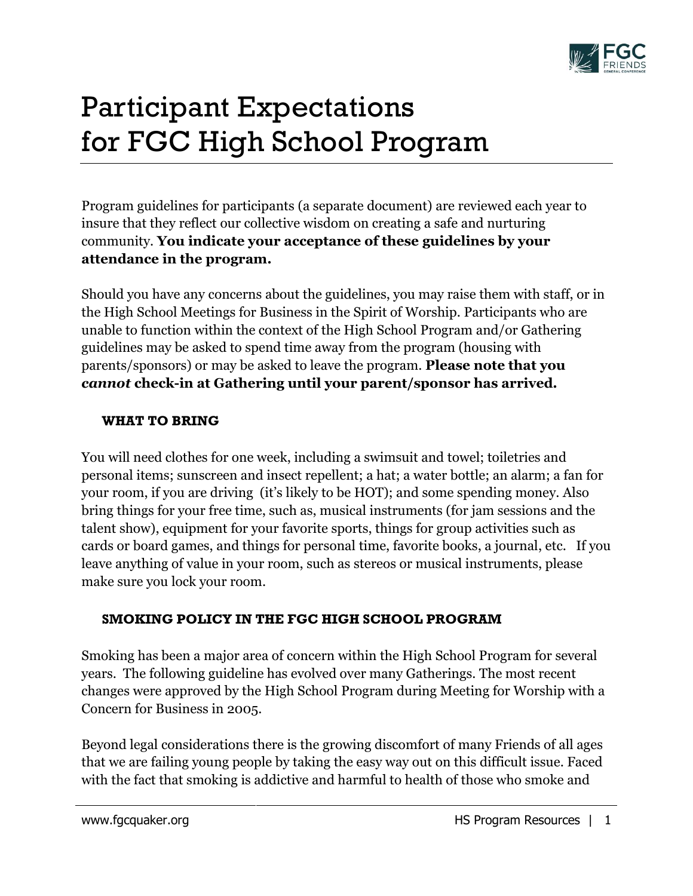# Participant Expectations for FGC High School Program

Program guidelines for participants (a separate document) are reviewed each year to insure that they reflect our collective wisdom on creating a safe and nurturing community. **You indicate your acceptance of these guidelines by your attendance in the program.**

Should you have any concerns about the guidelines, you may raise them with staff, or in the High School Meetings for Business in the Spirit of Worship. Participants who are unable to function within the context of the High School Program and/or Gathering guidelines may be asked to spend time away from the program (housing with parents/sponsors) or may be asked to leave the program. **Please note that you *cannot* check-in at Gathering until your parent/sponsor has arrived.**

### WHAT TO BRING

You will need clothes for one week, including a swimsuit and towel; toiletries and personal items; sunscreen and insect repellent; a hat; a water bottle; an alarm; a fan for your room, if you are driving (it's likely to be HOT); and some spending money. Also bring things for your free time, such as, musical instruments (for jam sessions and the talent show), equipment for your favorite sports, things for group activities such as cards or board games, and things for personal time, favorite books, a journal, etc. If you leave anything of value in your room, such as stereos or musical instruments, please make sure you lock your room.

### SMOKING POLICY IN THE FGC HIGH SCHOOL PROGRAM

Smoking has been a major area of concern within the High School Program for several years. The following guideline has evolved over many Gatherings. The most recent changes were approved by the High School Program during Meeting for Worship with a Concern for Business in 2005.

Beyond legal considerations there is the growing discomfort of many Friends of all ages that we are failing young people by taking the easy way out on this difficult issue. Faced with the fact that smoking is addictive and harmful to health of those who smoke and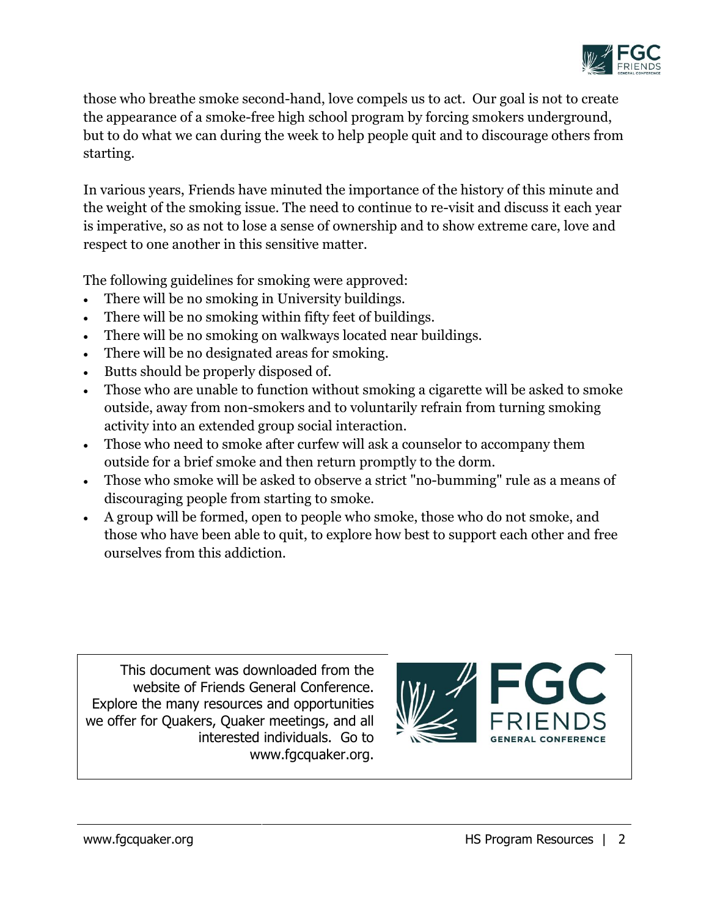those who breathe smoke second-hand, love compels us to act. Our goal is not to create the appearance of a smoke-free high school program by forcing smokers underground, but to do what we can during the week to help people quit and to discourage others from starting.

In various years, Friends have minuted the importance of the history of this minute and the weight of the smoking issue. The need to continue to re-visit and discuss it each year is imperative, so as not to lose a sense of ownership and to show extreme care, love and respect to one another in this sensitive matter.

The following guidelines for smoking were approved:

- There will be no smoking in University buildings.
- There will be no smoking within fifty feet of buildings.
- There will be no smoking on walkways located near buildings.
- There will be no designated areas for smoking.
- Butts should be properly disposed of.
- Those who are unable to function without smoking a cigarette will be asked to smoke outside, away from non-smokers and to voluntarily refrain from turning smoking activity into an extended group social interaction.
- Those who need to smoke after curfew will ask a counselor to accompany them outside for a brief smoke and then return promptly to the dorm.
- Those who smoke will be asked to observe a strict "no-bumming" rule as a means of discouraging people from starting to smoke.
- A group will be formed, open to people who smoke, those who do not smoke, and those who have been able to quit, to explore how best to support each other and free ourselves from this addiction.

This document was downloaded from the website of Friends General Conference. Explore the many resources and opportunities we offer for Quakers, Quaker meetings, and all interested individuals. Go to www.fgcquaker.org.

FGC FRIENDS GENERAL CONFERENCE